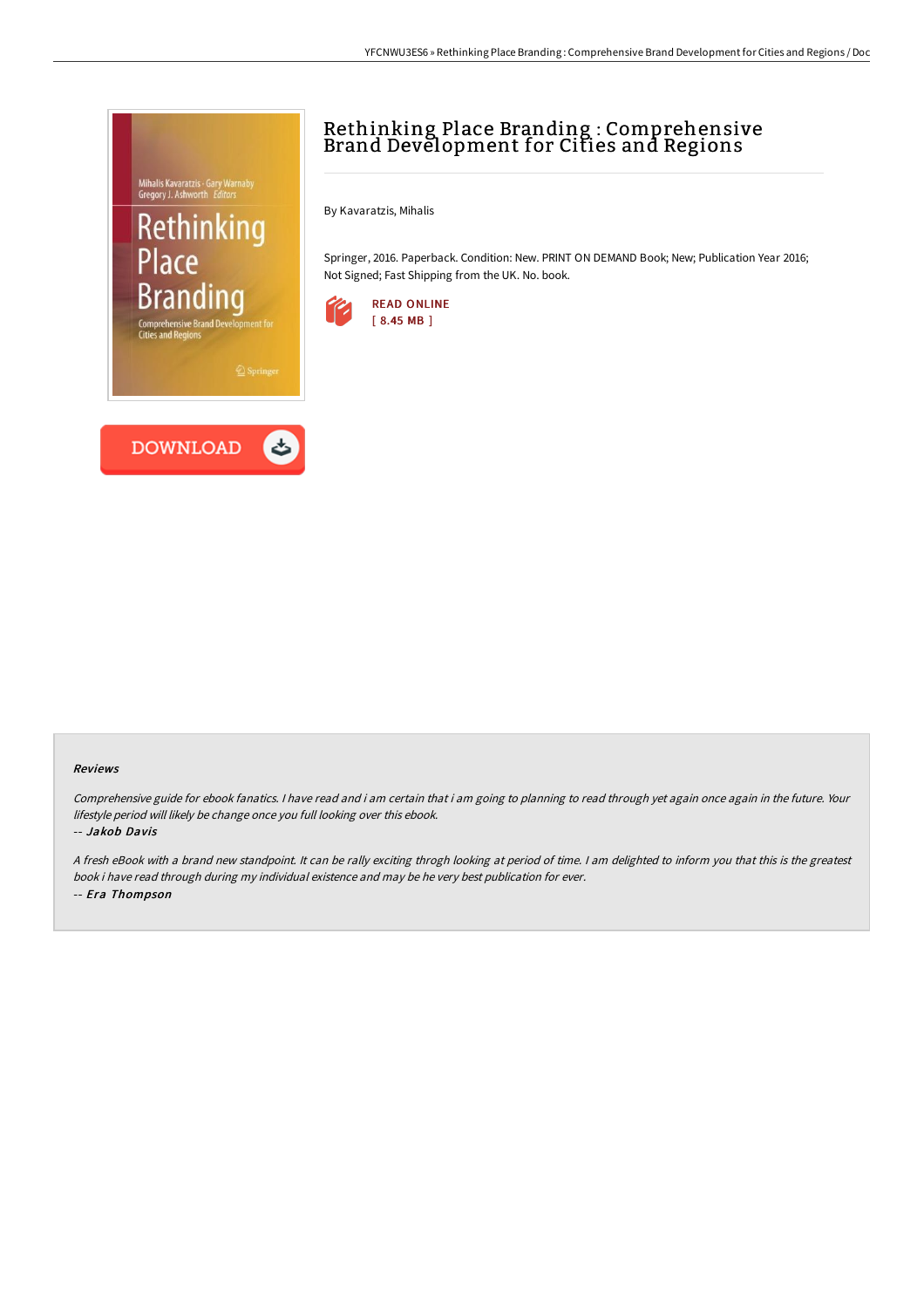# Rethinking Place Branding : Comprehensive Brand Development for Cities and Regions

By Kavaratzis, Mihalis

Springer, 2016. Paperback. Condition: New. PRINT ON DEMAND Book; New; Publication Year 2016; Not Signed; Fast Shipping from the UK. No. book.

READ ONLINE
[ 8.45 MB ]

DOWNLOAD

### Reviews

*Comprehensive guide for ebook fanatics. I have read and i am certain that i am going to planning to read through yet again once again in the future. Your lifestyle period will likely be change once you full looking over this ebook.*

*-- Jakob Davis*

*A fresh eBook with a brand new standpoint. It can be rally exciting throgh looking at period of time. I am delighted to inform you that this is the greatest book i have read through during my individual existence and may be he very best publication for ever.*

*-- Era Thompson*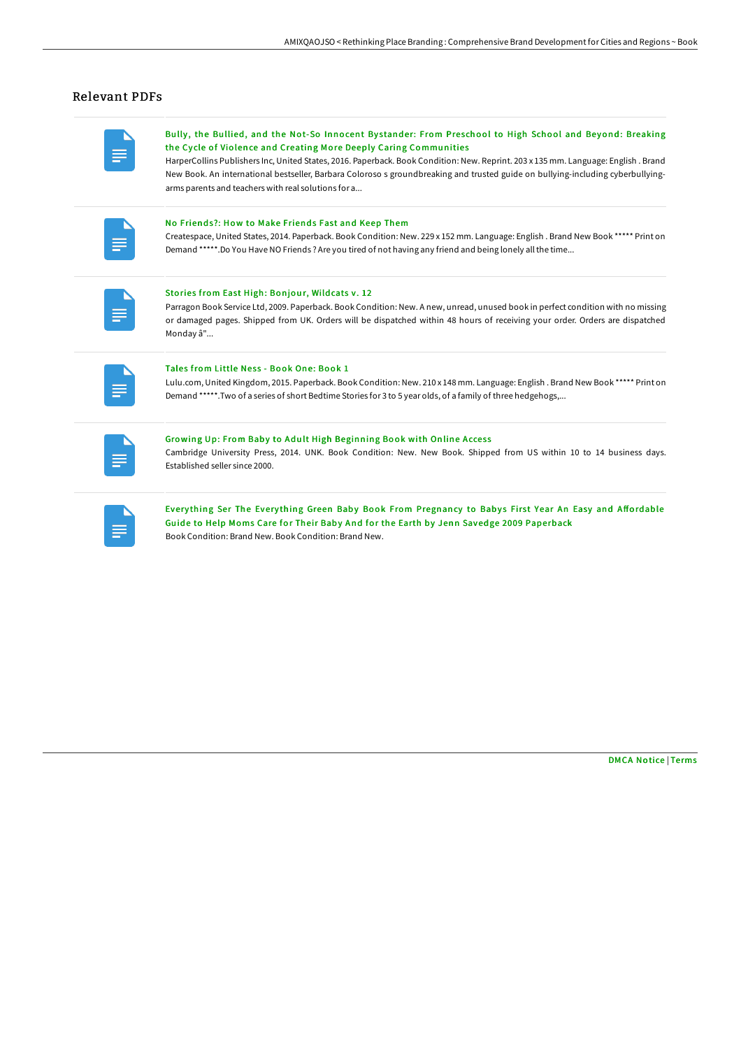## Relevant PDFs

### Bully, the Bullied, and the Not-So Innocent Bystander: From Preschool to High School and Beyond: Breaking the Cycle of Violence and Creating More Deeply Caring Communities

HarperCollins Publishers Inc, United States, 2016. Paperback. Book Condition: New. Reprint. 203 x 135 mm. Language: English . Brand New Book. An international bestseller, Barbara Coloroso s groundbreaking and trusted guide on bullying-including cyberbullying-arms parents and teachers with real solutions for a...

### No Friends?: How to Make Friends Fast and Keep Them

Createspace, United States, 2014. Paperback. Book Condition: New. 229 x 152 mm. Language: English . Brand New Book ***** Print on Demand *****.Do You Have NO Friends ? Are you tired of not having any friend and being lonely all the time...

### Stories from East High: Bonjour, Wildcats v. 12

Parragon Book Service Ltd, 2009. Paperback. Book Condition: New. A new, unread, unused book in perfect condition with no missing or damaged pages. Shipped from UK. Orders will be dispatched within 48 hours of receiving your order. Orders are dispatched Monday â"...

### Tales from Little Ness - Book One: Book 1

Lulu.com, United Kingdom, 2015. Paperback. Book Condition: New. 210 x 148 mm. Language: English . Brand New Book ***** Print on Demand *****.Two of a series of short Bedtime Stories for 3 to 5 year olds, of a family of three hedgehogs,...

### Growing Up: From Baby to Adult High Beginning Book with Online Access

Cambridge University Press, 2014. UNK. Book Condition: New. New Book. Shipped from US within 10 to 14 business days. Established seller since 2000.

### Everything Ser The Everything Green Baby Book From Pregnancy to Babys First Year An Easy and Affordable Guide to Help Moms Care for Their Baby And for the Earth by Jenn Savedge 2009 Paperback

Book Condition: Brand New. Book Condition: Brand New.